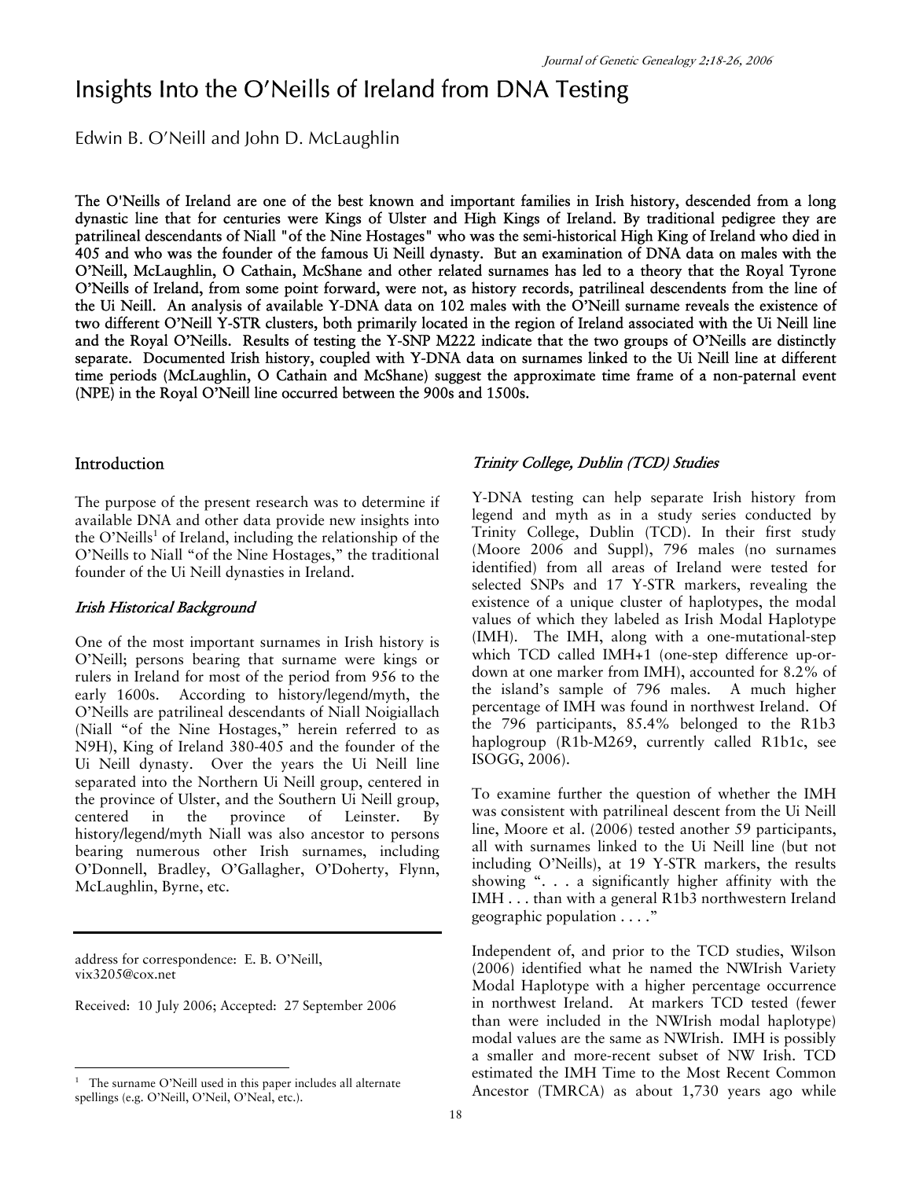# Insights Into the O'Neills of Ireland from DNA Testing

Edwin B. O'Neill and John D. McLaughlin

**The O'Neills of Ireland are one of the best known and important families in Irish history, descended from a long dynastic line that for centuries were Kings of Ulster and High Kings of Ireland. By traditional pedigree they are patrilineal descendants of Niall "of the Nine Hostages" who was the semi-historical High King of Ireland who died in 405 and who was the founder of the famous Ui Neill dynasty. But an examination of DNA data on males with the O'Neill, McLaughlin, O Cathain, McShane and other related surnames has led to a theory that the Royal Tyrone O'Neills of Ireland, from some point forward, were not, as history records, patrilineal descendents from the line of the Ui Neill. An analysis of available Y-DNA data on 102 males with the O'Neill surname reveals the existence of two different O'Neill Y-STR clusters, both primarily located in the region of Ireland associated with the Ui Neill line and the Royal O'Neills. Results of testing the Y-SNP M222 indicate that the two groups of O'Neills are distinctly separate. Documented Irish history, coupled with Y-DNA data on surnames linked to the Ui Neill line at different time periods (McLaughlin, O Cathain and McShane) suggest the approximate time frame of a non-paternal event (NPE) in the Royal O'Neill line occurred between the 900s and 1500s.**

## Introduction

The purpose of the present research was to determine if available DNA and other data provide new insights into the O'Neills[1] of Ireland, including the relationship of the O'Neills to Niall "of the Nine Hostages," the traditional founder of the Ui Neill dynasties in Ireland.

### *Irish Historical Background*

One of the most important surnames in Irish history is O'Neill; persons bearing that surname were kings or rulers in Ireland for most of the period from 956 to the early 1600s. According to history/legend/myth, the O'Neills are patrilineal descendants of Niall Noigiallach (Niall "of the Nine Hostages," herein referred to as N9H), King of Ireland 380-405 and the founder of the Ui Neill dynasty. Over the years the Ui Neill line separated into the Northern Ui Neill group, centered in the province of Ulster, and the Southern Ui Neill group, centered in the province of Leinster. By history/legend/myth Niall was also ancestor to persons bearing numerous other Irish surnames, including O'Donnell, Bradley, O'Gallagher, O'Doherty, Flynn, McLaughlin, Byrne, etc.

### *Trinity College, Dublin (TCD) Studies*

Y-DNA testing can help separate Irish history from legend and myth as in a study series conducted by Trinity College, Dublin (TCD). In their first study (Moore 2006 and Suppl), 796 males (no surnames identified) from all areas of Ireland were tested for selected SNPs and 17 Y-STR markers, revealing the existence of a unique cluster of haplotypes, the modal values of which they labeled as Irish Modal Haplotype (IMH). The IMH, along with a one-mutational-step which TCD called IMH+1 (one-step difference up-or-down at one marker from IMH), accounted for 8.2% of the island's sample of 796 males. A much higher percentage of IMH was found in northwest Ireland. Of the 796 participants, 85.4% belonged to the R1b3 haplogroup (R1b-M269, currently called R1b1c, see ISOGG, 2006).

To examine further the question of whether the IMH was consistent with patrilineal descent from the Ui Neill line, Moore et al. (2006) tested another 59 participants, all with surnames linked to the Ui Neill line (but not including O'Neills), at 19 Y-STR markers, the results showing ". . . a significantly higher affinity with the IMH . . . than with a general R1b3 northwestern Ireland geographic population . . . ."

Independent of, and prior to the TCD studies, Wilson (2006) identified what he named the NWIrish Variety Modal Haplotype with a higher percentage occurrence in northwest Ireland. At markers TCD tested (fewer than were included in the NWIrish modal haplotype) modal values are the same as NWIrish. IMH is possibly a smaller and more-recent subset of NW Irish. TCD estimated the IMH Time to the Most Recent Common Ancestor (TMRCA) as about 1,730 years ago while

---

address for correspondence: E. B. O'Neill, vix3205@cox.net

Received: 10 July 2006; Accepted: 27 September 2006

[1] The surname O'Neill used in this paper includes all alternate spellings (e.g. O'Neill, O'Neil, O'Neal, etc.).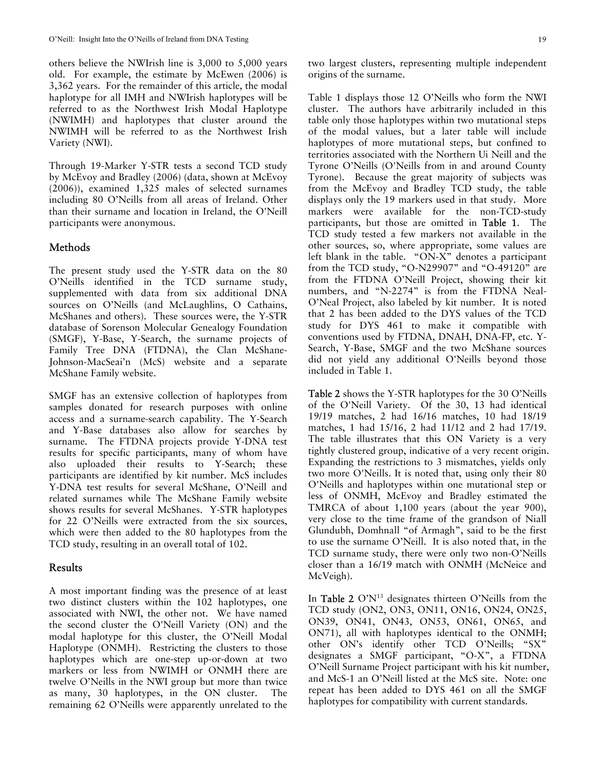others believe the NWIrish line is 3,000 to 5,000 years old. For example, the estimate by McEwen (2006) is 3,362 years. For the remainder of this article, the modal haplotype for all IMH and NWIrish haplotypes will be referred to as the Northwest Irish Modal Haplotype (NWIMH) and haplotypes that cluster around the NWIMH will be referred to as the Northwest Irish Variety (NWI).

Through 19-Marker Y-STR tests a second TCD study by McEvoy and Bradley (2006) (data, shown at McEvoy (2006)), examined 1,325 males of selected surnames including 80 O'Neills from all areas of Ireland. Other than their surname and location in Ireland, the O'Neill participants were anonymous.

## Methods

The present study used the Y-STR data on the 80 O'Neills identified in the TCD surname study, supplemented with data from six additional DNA sources on O'Neills (and McLaughlins, O Cathains, McShanes and others). These sources were, the Y-STR database of Sorenson Molecular Genealogy Foundation (SMGF), Y-Base, Y-Search, the surname projects of Family Tree DNA (FTDNA), the Clan McShane-Johnson-MacSeai'n (McS) website and a separate McShane Family website.

SMGF has an extensive collection of haplotypes from samples donated for research purposes with online access and a surname-search capability. The Y-Search and Y-Base databases also allow for searches by surname. The FTDNA projects provide Y-DNA test results for specific participants, many of whom have also uploaded their results to Y-Search; these participants are identified by kit number. McS includes Y-DNA test results for several McShane, O'Neill and related surnames while The McShane Family website shows results for several McShanes. Y-STR haplotypes for 22 O'Neills were extracted from the six sources, which were then added to the 80 haplotypes from the TCD study, resulting in an overall total of 102.

## Results

A most important finding was the presence of at least two distinct clusters within the 102 haplotypes, one associated with NWI, the other not. We have named the second cluster the O'Neill Variety (ON) and the modal haplotype for this cluster, the O'Neill Modal Haplotype (ONMH). Restricting the clusters to those haplotypes which are one-step up-or-down at two markers or less from NWIMH or ONMH there are twelve O'Neills in the NWI group but more than twice as many, 30 haplotypes, in the ON cluster. The remaining 62 O'Neills were apparently unrelated to the two largest clusters, representing multiple independent origins of the surname.

Table 1 displays those 12 O'Neills who form the NWI cluster. The authors have arbitrarily included in this table only those haplotypes within two mutational steps of the modal values, but a later table will include haplotypes of more mutational steps, but confined to territories associated with the Northern Ui Neill and the Tyrone O'Neills (O'Neills from in and around County Tyrone). Because the great majority of subjects was from the McEvoy and Bradley TCD study, the table displays only the 19 markers used in that study. More markers were available for the non-TCD-study participants, but those are omitted in **Table 1**. The TCD study tested a few markers not available in the other sources, so, where appropriate, some values are left blank in the table. "ON-X" denotes a participant from the TCD study, "O-N29907" and "O-49120" are from the FTDNA O'Neill Project, showing their kit numbers, and "N-2274" is from the FTDNA Neal-O'Neal Project, also labeled by kit number. It is noted that 2 has been added to the DYS values of the TCD study for DYS 461 to make it compatible with conventions used by FTDNA, DNAH, DNA-FP, etc. Y-Search, Y-Base, SMGF and the two McShane sources did not yield any additional O'Neills beyond those included in Table 1.

**Table 2** shows the Y-STR haplotypes for the 30 O'Neills of the O'Neill Variety. Of the 30, 13 had identical 19/19 matches, 2 had 16/16 matches, 10 had 18/19 matches, 1 had 15/16, 2 had 11/12 and 2 had 17/19. The table illustrates that this ON Variety is a very tightly clustered group, indicative of a very recent origin. Expanding the restrictions to 3 mismatches, yields only two more O'Neills. It is noted that, using only their 80 O'Neills and haplotypes within one mutational step or less of ONMH, McEvoy and Bradley estimated the TMRCA of about 1,100 years (about the year 900), very close to the time frame of the grandson of Niall Glundubh, Domhnall "of Armagh", said to be the first to use the surname O'Neill. It is also noted that, in the TCD surname study, there were only two non-O'Neills closer than a 16/19 match with ONMH (McNeice and McVeigh).

In **Table 2** $O'N^{13}$ designates thirteen O'Neills from the TCD study (ON2, ON3, ON11, ON16, ON24, ON25, ON39, ON41, ON43, ON53, ON61, ON65, and ON71), all with haplotypes identical to the ONMH; other ON's identify other TCD O'Neills; "SX" designates a SMGF participant, "O-X", a FTDNA O'Neill Surname Project participant with his kit number, and McS-1 an O'Neill listed at the McS site. Note: one repeat has been added to DYS 461 on all the SMGF haplotypes for compatibility with current standards.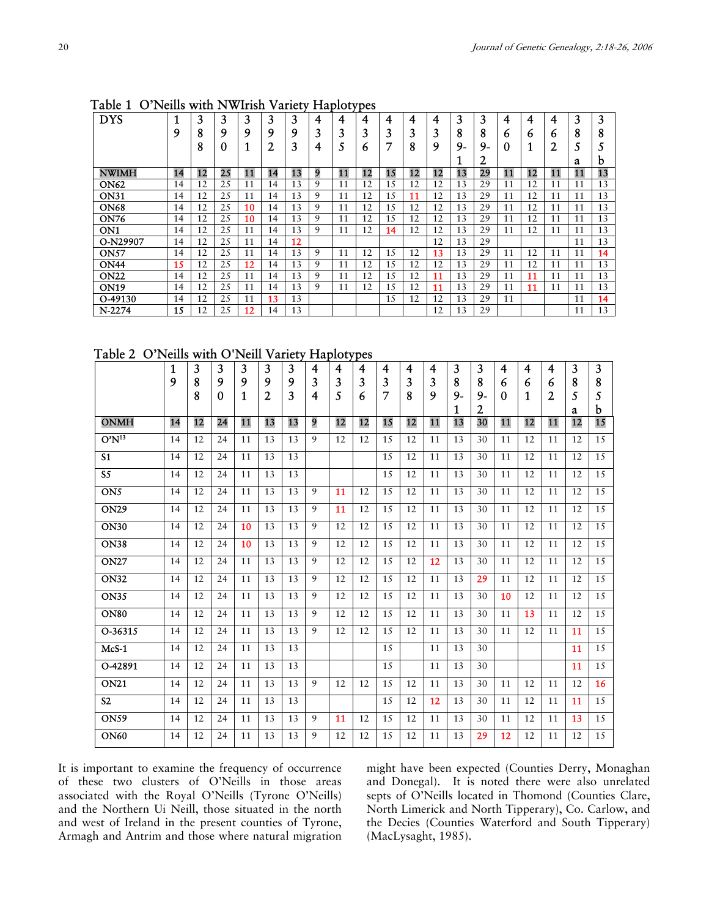Table 1 O'Neills with NWIrish Variety Haplotypes

| DYS | 19 | 388 | 390 | 391 | 392 | 393 | 434 | 435 | 436 | 437 | 438 | 439 | 389-1 | 389-2 | 460 | 461 | 462 | 385a | 385b |
|---|---|---|---|---|---|---|---|---|---|---|---|---|---|---|---|---|---|---|---|
| **NWIMH** | **14** | **12** | **25** | **11** | **14** | **13** | **9** | **11** | **12** | **15** | **12** | **12** | **13** | **29** | **11** | **12** | **11** | **11** | **13** |
| **ON62** | 14 | 12 | 25 | 11 | 14 | 13 | 9 | 11 | 12 | 15 | 12 | 12 | 13 | 29 | 11 | 12 | 11 | 11 | 13 |
| **ON31** | 14 | 12 | 25 | 11 | 14 | 13 | 9 | 11 | 12 | 15 | 11 | 12 | 13 | 29 | 11 | 12 | 11 | 11 | 13 |
| **ON68** | 14 | 12 | 25 | 10 | 14 | 13 | 9 | 11 | 12 | 15 | 12 | 12 | 13 | 29 | 11 | 12 | 11 | 11 | 13 |
| **ON76** | 14 | 12 | 25 | 10 | 14 | 13 | 9 | 11 | 12 | 15 | 12 | 12 | 13 | 29 | 11 | 12 | 11 | 11 | 13 |
| **ON1** | 14 | 12 | 25 | 11 | 14 | 13 | 9 | 11 | 12 | 14 | 12 | 12 | 13 | 29 | 11 | 12 | 11 | 11 | 13 |
| **O-N29907** | 14 | 12 | 25 | 11 | 14 | 12 | | | | | | 12 | 13 | 29 | | | | 11 | 13 |
| **ON57** | 14 | 12 | 25 | 11 | 14 | 13 | 9 | 11 | 12 | 15 | 12 | 13 | 13 | 29 | 11 | 12 | 11 | 11 | 14 |
| **ON44** | 15 | 12 | 25 | 12 | 14 | 13 | 9 | 11 | 12 | 15 | 12 | 12 | 13 | 29 | 11 | 12 | 11 | 11 | 13 |
| **ON22** | 14 | 12 | 25 | 11 | 14 | 13 | 9 | 11 | 12 | 15 | 12 | 11 | 13 | 29 | 11 | 11 | 11 | 11 | 13 |
| **ON19** | 14 | 12 | 25 | 11 | 14 | 13 | 9 | 11 | 12 | 15 | 12 | 11 | 13 | 29 | 11 | 11 | 11 | 11 | 13 |
| **O-49130** | 14 | 12 | 25 | 11 | 13 | 13 | | | | 15 | 12 | 12 | 13 | 29 | 11 | | | 11 | 14 |
| **N-2274** | 15 | 12 | 25 | 12 | 14 | 13 | | | | | | 12 | 13 | 29 | | | | 11 | 13 |

Table 2 O'Neills with O'Neill Variety Haplotypes

| | 19 | 388 | 390 | 391 | 392 | 393 | 434 | 435 | 436 | 437 | 438 | 439 | 389-1 | 389-2 | 460 | 461 | 462 | 385a | 385b |
|---|---|---|---|---|---|---|---|---|---|---|---|---|---|---|---|---|---|---|---|
| **ONMH** | **14** | **12** | **24** | **11** | **13** | **13** | **9** | **12** | **12** | **15** | **12** | **11** | **13** | **30** | **11** | **12** | **11** | **12** | **15** |
| **O'N[13]** | 14 | 12 | 24 | 11 | 13 | 13 | 9 | 12 | 12 | 15 | 12 | 11 | 13 | 30 | 11 | 12 | 11 | 12 | 15 |
| **S1** | 14 | 12 | 24 | 11 | 13 | 13 | | | | 15 | 12 | 11 | 13 | 30 | 11 | 12 | 11 | 12 | 15 |
| **S5** | 14 | 12 | 24 | 11 | 13 | 13 | | | | 15 | 12 | 11 | 13 | 30 | 11 | 12 | 11 | 12 | 15 |
| **ON5** | 14 | 12 | 24 | 11 | 13 | 13 | 9 | 11 | 12 | 15 | 12 | 11 | 13 | 30 | 11 | 12 | 11 | 12 | 15 |
| **ON29** | 14 | 12 | 24 | 11 | 13 | 13 | 9 | 11 | 12 | 15 | 12 | 11 | 13 | 30 | 11 | 12 | 11 | 12 | 15 |
| **ON30** | 14 | 12 | 24 | 10 | 13 | 13 | 9 | 12 | 12 | 15 | 12 | 11 | 13 | 30 | 11 | 12 | 11 | 12 | 15 |
| **ON38** | 14 | 12 | 24 | 10 | 13 | 13 | 9 | 12 | 12 | 15 | 12 | 11 | 13 | 30 | 11 | 12 | 11 | 12 | 15 |
| **ON27** | 14 | 12 | 24 | 11 | 13 | 13 | 9 | 12 | 12 | 15 | 12 | 12 | 13 | 30 | 11 | 12 | 11 | 12 | 15 |
| **ON32** | 14 | 12 | 24 | 11 | 13 | 13 | 9 | 12 | 12 | 15 | 12 | 11 | 13 | 29 | 11 | 12 | 11 | 12 | 15 |
| **ON35** | 14 | 12 | 24 | 11 | 13 | 13 | 9 | 12 | 12 | 15 | 12 | 11 | 13 | 30 | 10 | 12 | 11 | 12 | 15 |
| **ON80** | 14 | 12 | 24 | 11 | 13 | 13 | 9 | 12 | 12 | 15 | 12 | 11 | 13 | 30 | 11 | 13 | 11 | 12 | 15 |
| **O-36315** | 14 | 12 | 24 | 11 | 13 | 13 | 9 | 12 | 12 | 15 | 12 | 11 | 13 | 30 | 11 | 12 | 11 | 11 | 15 |
| **McS-1** | 14 | 12 | 24 | 11 | 13 | 13 | | | | 15 | | 11 | 13 | 30 | | | | 11 | 15 |
| **O-42891** | 14 | 12 | 24 | 11 | 13 | 13 | | | | 15 | | 11 | 13 | 30 | | | | 11 | 15 |
| **ON21** | 14 | 12 | 24 | 11 | 13 | 13 | 9 | 12 | 12 | 15 | 12 | 11 | 13 | 30 | 11 | 12 | 11 | 12 | 16 |
| **S2** | 14 | 12 | 24 | 11 | 13 | 13 | | | | 15 | 12 | 12 | 13 | 30 | 11 | 12 | 11 | 11 | 15 |
| **ON59** | 14 | 12 | 24 | 11 | 13 | 13 | 9 | 11 | 12 | 15 | 12 | 11 | 13 | 30 | 11 | 12 | 11 | 13 | 15 |
| **ON60** | 14 | 12 | 24 | 11 | 13 | 13 | 9 | 12 | 12 | 15 | 12 | 11 | 13 | 29 | 12 | 12 | 11 | 12 | 15 |

It is important to examine the frequency of occurrence of these two clusters of O'Neills in those areas associated with the Royal O'Neills (Tyrone O'Neills) and the Northern Ui Neill, those situated in the north and west of Ireland in the present counties of Tyrone, Armagh and Antrim and those where natural migration might have been expected (Counties Derry, Monaghan and Donegal). It is noted there were also unrelated septs of O'Neills located in Thomond (Counties Clare, North Limerick and North Tipperary), Co. Carlow, and the Decies (Counties Waterford and South Tipperary) (MacLysaght, 1985).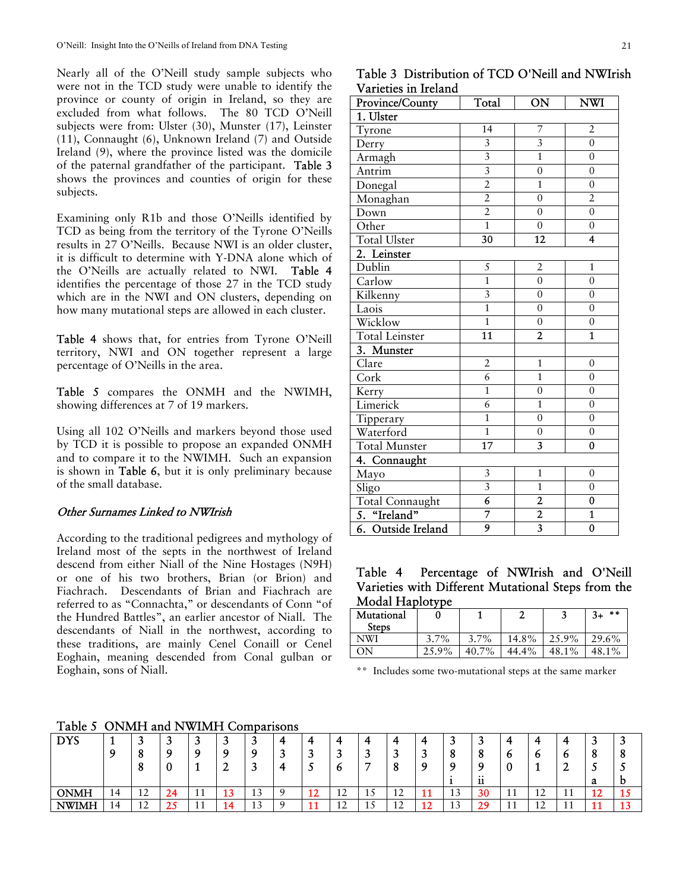Nearly all of the O'Neill study sample subjects who were not in the TCD study were unable to identify the province or county of origin in Ireland, so they are excluded from what follows. The 80 TCD O'Neill subjects were from: Ulster (30), Munster (17), Leinster (11), Connaught (6), Unknown Ireland (7) and Outside Ireland (9), where the province listed was the domicile of the paternal grandfather of the participant. Table 3 shows the provinces and counties of origin for these subjects.

Examining only R1b and those O'Neills identified by TCD as being from the territory of the Tyrone O'Neills results in 27 O'Neills. Because NWI is an older cluster, it is difficult to determine with Y-DNA alone which of the O'Neills are actually related to NWI. Table 4 identifies the percentage of those 27 in the TCD study which are in the NWI and ON clusters, depending on how many mutational steps are allowed in each cluster.

Table 4 shows that, for entries from Tyrone O'Neill territory, NWI and ON together represent a large percentage of O'Neills in the area.

Table 5 compares the ONMH and the NWIMH, showing differences at 7 of 19 markers.

Using all 102 O'Neills and markers beyond those used by TCD it is possible to propose an expanded ONMH and to compare it to the NWIMH. Such an expansion is shown in Table 6, but it is only preliminary because of the small database.

*Other Surnames Linked to NWIrish*

According to the traditional pedigrees and mythology of Ireland most of the septs in the northwest of Ireland descend from either Niall of the Nine Hostages (N9H) or one of his two brothers, Brian (or Brion) and Fiachrach. Descendants of Brian and Fiachrach are referred to as "Connachta," or descendants of Conn "of the Hundred Battles", an earlier ancestor of Niall. The descendants of Niall in the northwest, according to these traditions, are mainly Cenel Conaill or Cenel Eoghain, meaning descended from Conal gulban or Eoghain, sons of Niall.

Table 3 Distribution of TCD O'Neill and NWIrish Varieties in Ireland

| Province/County | Total | ON | NWI |
|---|---|---|---|
| **1. Ulster** | | | |
| Tyrone | 14 | 7 | 2 |
| Derry | 3 | 3 | 0 |
| Armagh | 3 | 1 | 0 |
| Antrim | 3 | 0 | 0 |
| Donegal | 2 | 1 | 0 |
| Monaghan | 2 | 0 | 2 |
| Down | 2 | 0 | 0 |
| Other | 1 | 0 | 0 |
| Total Ulster | **30** | **12** | **4** |
| **2. Leinster** | | | |
| Dublin | 5 | 2 | 1 |
| Carlow | 1 | 0 | 0 |
| Kilkenny | 3 | 0 | 0 |
| Laois | 1 | 0 | 0 |
| Wicklow | 1 | 0 | 0 |
| Total Leinster | **11** | **2** | **1** |
| **3. Munster** | | | |
| Clare | 2 | 1 | 0 |
| Cork | 6 | 1 | 0 |
| Kerry | 1 | 0 | 0 |
| Limerick | 6 | 1 | 0 |
| Tipperary | 1 | 0 | 0 |
| Waterford | 1 | 0 | 0 |
| Total Munster | **17** | **3** | **0** |
| **4. Connaught** | | | |
| Mayo | 3 | 1 | 0 |
| Sligo | 3 | 1 | 0 |
| Total Connaught | **6** | **2** | **0** |
| **5. "Ireland"** | **7** | **2** | **1** |
| **6. Outside Ireland** | **9** | **3** | **0** |

Table 4 Percentage of NWIrish and O'Neill Varieties with Different Mutational Steps from the Modal Haplotype

| Mutational Steps | 0 | 1 | 2 | 3 | 3+ ** |
|---|---|---|---|---|---|
| NWI | 3.7% | 3.7% | 14.8% | 25.9% | 29.6% |
| ON | 25.9% | 40.7% | 44.4% | 48.1% | 48.1% |

** Includes some two-mutational steps at the same marker

Table 5 ONMH and NWIMH Comparisons

| DYS | 19 | 388 | 390 | 391 | 392 | 393 | 434 | 435 | 436 | 437 | 438 | 439 | 389i | 389ii | 460 | 461 | 462 | 385a | 385b |
|---|---|---|---|---|---|---|---|---|---|---|---|---|---|---|---|---|---|---|---|
| ONMH | 14 | 12 | 24 | 11 | 13 | 13 | 9 | 12 | 12 | 15 | 12 | 11 | 13 | 30 | 11 | 12 | 11 | 12 | 15 |
| NWIMH | 14 | 12 | 25 | 11 | 14 | 13 | 9 | 11 | 12 | 15 | 12 | 12 | 13 | 29 | 11 | 12 | 11 | 11 | 13 |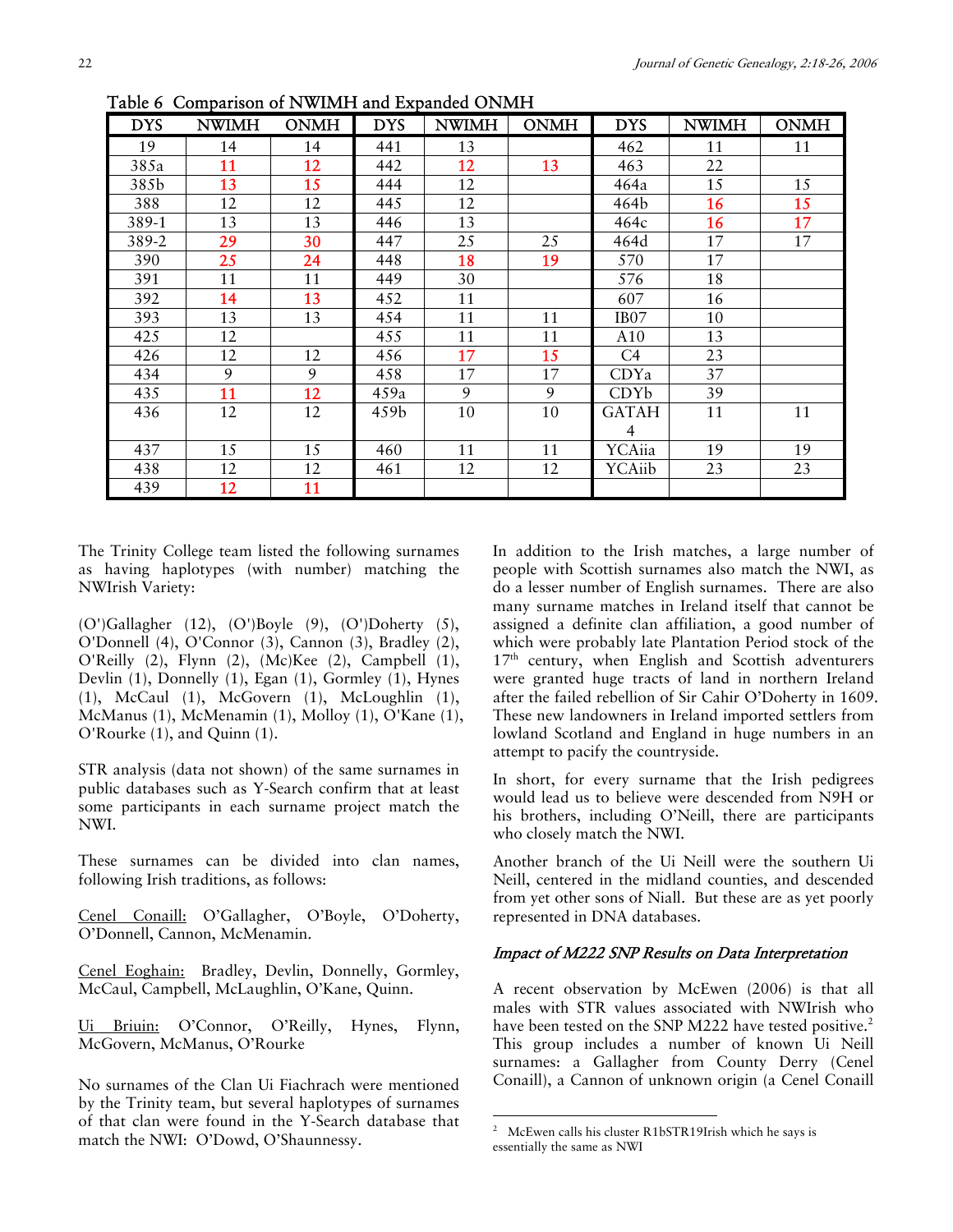Table 6 Comparison of NWIMH and Expanded ONMH

| DYS | NWIMH | ONMH | DYS | NWIMH | ONMH | DYS | NWIMH | ONMH |
|---|---|---|---|---|---|---|---|---|
| 19 | 14 | 14 | 441 | 13 | | 462 | 11 | 11 |
| 385a | 11 | 12 | 442 | 12 | 13 | 463 | 22 | |
| 385b | 13 | 15 | 444 | 12 | | 464a | 15 | 15 |
| 388 | 12 | 12 | 445 | 12 | | 464b | 16 | 15 |
| 389-1 | 13 | 13 | 446 | 13 | | 464c | 16 | 17 |
| 389-2 | 29 | 30 | 447 | 25 | 25 | 464d | 17 | 17 |
| 390 | 25 | 24 | 448 | 18 | 19 | 570 | 17 | |
| 391 | 11 | 11 | 449 | 30 | | 576 | 18 | |
| 392 | 14 | 13 | 452 | 11 | | 607 | 16 | |
| 393 | 13 | 13 | 454 | 11 | 11 | IB07 | 10 | |
| 425 | 12 | | 455 | 11 | 11 | A10 | 13 | |
| 426 | 12 | 12 | 456 | 17 | 15 | C4 | 23 | |
| 434 | 9 | 9 | 458 | 17 | 17 | CDYa | 37 | |
| 435 | 11 | 12 | 459a | 9 | 9 | CDYb | 39 | |
| 436 | 12 | 12 | 459b | 10 | 10 | GATAH 4 | 11 | 11 |
| 437 | 15 | 15 | 460 | 11 | 11 | YCAiia | 19 | 19 |
| 438 | 12 | 12 | 461 | 12 | 12 | YCAiib | 23 | 23 |
| 439 | 12 | 11 | | | | | | |

The Trinity College team listed the following surnames as having haplotypes (with number) matching the NWIrish Variety:

(O')Gallagher (12), (O')Boyle (9), (O')Doherty (5), O'Donnell (4), O'Connor (3), Cannon (3), Bradley (2), O'Reilly (2), Flynn (2), (Mc)Kee (2), Campbell (1), Devlin (1), Donnelly (1), Egan (1), Gormley (1), Hynes (1), McCaul (1), McGovern (1), McLoughlin (1), McManus (1), McMenamin (1), Molloy (1), O'Kane (1), O'Rourke (1), and Quinn (1).

STR analysis (data not shown) of the same surnames in public databases such as Y-Search confirm that at least some participants in each surname project match the NWI.

These surnames can be divided into clan names, following Irish traditions, as follows:

<u>Cenel Conaill:</u> O'Gallagher, O'Boyle, O'Doherty, O'Donnell, Cannon, McMenamin.

<u>Cenel Eoghain:</u> Bradley, Devlin, Donnelly, Gormley, McCaul, Campbell, McLaughlin, O'Kane, Quinn.

<u>Ui Briuin:</u> O'Connor, O'Reilly, Hynes, Flynn, McGovern, McManus, O'Rourke

No surnames of the Clan Ui Fiachrach were mentioned by the Trinity team, but several haplotypes of surnames of that clan were found in the Y-Search database that match the NWI: O'Dowd, O'Shaunnessy.

In addition to the Irish matches, a large number of people with Scottish surnames also match the NWI, as do a lesser number of English surnames. There are also many surname matches in Ireland itself that cannot be assigned a definite clan affiliation, a good number of which were probably late Plantation Period stock of the 17th century, when English and Scottish adventurers were granted huge tracts of land in northern Ireland after the failed rebellion of Sir Cahir O'Doherty in 1609. These new landowners in Ireland imported settlers from lowland Scotland and England in huge numbers in an attempt to pacify the countryside.

In short, for every surname that the Irish pedigrees would lead us to believe were descended from N9H or his brothers, including O'Neill, there are participants who closely match the NWI.

Another branch of the Ui Neill were the southern Ui Neill, centered in the midland counties, and descended from yet other sons of Niall. But these are as yet poorly represented in DNA databases.

### *Impact of M222 SNP Results on Data Interpretation*

A recent observation by McEwen (2006) is that all males with STR values associated with NWIrish who have been tested on the SNP M222 have tested positive.[2] This group includes a number of known Ui Neill surnames: a Gallagher from County Derry (Cenel Conaill), a Cannon of unknown origin (a Cenel Conaill

[2] McEwen calls his cluster R1bSTR19Irish which he says is essentially the same as NWI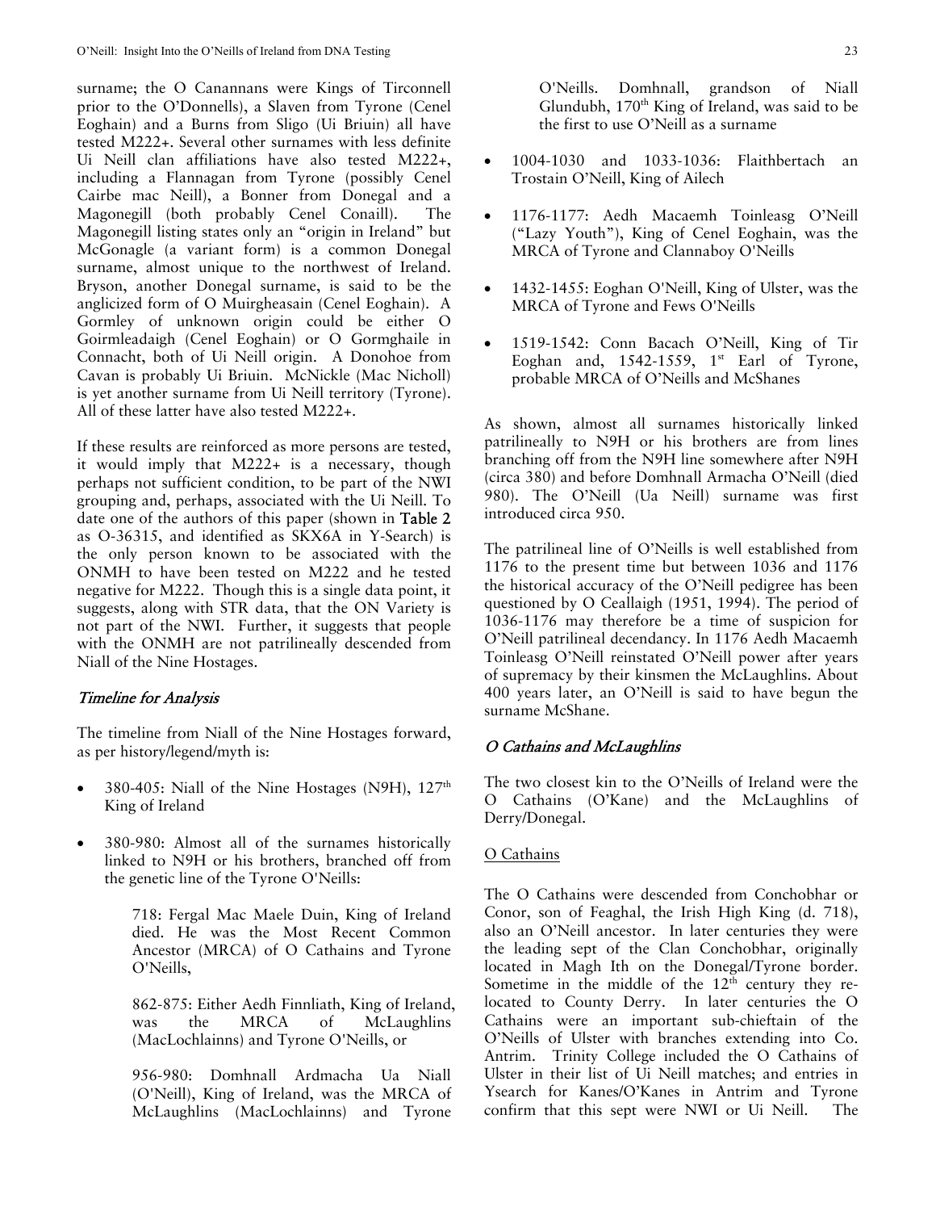surname; the O Canannans were Kings of Tirconnell prior to the O'Donnells), a Slaven from Tyrone (Cenel Eoghain) and a Burns from Sligo (Ui Briuin) all have tested M222+. Several other surnames with less definite Ui Neill clan affiliations have also tested M222+, including a Flannagan from Tyrone (possibly Cenel Cairbe mac Neill), a Bonner from Donegal and a Magonegill (both probably Cenel Conaill). The Magonegill listing states only an "origin in Ireland" but McGonagle (a variant form) is a common Donegal surname, almost unique to the northwest of Ireland. Bryson, another Donegal surname, is said to be the anglicized form of O Muirgheasain (Cenel Eoghain). A Gormley of unknown origin could be either O Goirmleadaigh (Cenel Eoghain) or O Gormghaile in Connacht, both of Ui Neill origin. A Donohoe from Cavan is probably Ui Briuin. McNickle (Mac Nicholl) is yet another surname from Ui Neill territory (Tyrone). All of these latter have also tested M222+.

If these results are reinforced as more persons are tested, it would imply that M222+ is a necessary, though perhaps not sufficient condition, to be part of the NWI grouping and, perhaps, associated with the Ui Neill. To date one of the authors of this paper (shown in Table 2 as O-36315, and identified as SKX6A in Y-Search) is the only person known to be associated with the ONMH to have been tested on M222 and he tested negative for M222. Though this is a single data point, it suggests, along with STR data, that the ON Variety is not part of the NWI. Further, it suggests that people with the ONMH are not patrilineally descended from Niall of the Nine Hostages.

## *Timeline for Analysis*

The timeline from Niall of the Nine Hostages forward, as per history/legend/myth is:

- 380-405: Niall of the Nine Hostages (N9H), 127th King of Ireland
- 380-980: Almost all of the surnames historically linked to N9H or his brothers, branched off from the genetic line of the Tyrone O'Neills:

  718: Fergal Mac Maele Duin, King of Ireland died. He was the Most Recent Common Ancestor (MRCA) of O Cathains and Tyrone O'Neills,

  862-875: Either Aedh Finnliath, King of Ireland, was the MRCA of McLaughlins (MacLochlainns) and Tyrone O'Neills, or

  956-980: Domhnall Ardmacha Ua Niall (O'Neill), King of Ireland, was the MRCA of McLaughlins (MacLochlainns) and Tyrone O'Neills. Domhnall, grandson of Niall Glundubh, 170th King of Ireland, was said to be the first to use O'Neill as a surname

- 1004-1030 and 1033-1036: Flaithbertach an Trostain O'Neill, King of Ailech
- 1176-1177: Aedh Macaemh Toinleasg O'Neill ("Lazy Youth"), King of Cenel Eoghain, was the MRCA of Tyrone and Clannaboy O'Neills
- 1432-1455: Eoghan O'Neill, King of Ulster, was the MRCA of Tyrone and Fews O'Neills
- 1519-1542: Conn Bacach O'Neill, King of Tir Eoghan and, 1542-1559, 1st Earl of Tyrone, probable MRCA of O'Neills and McShanes

As shown, almost all surnames historically linked patrilineally to N9H or his brothers are from lines branching off from the N9H line somewhere after N9H (circa 380) and before Domhnall Armacha O'Neill (died 980). The O'Neill (Ua Neill) surname was first introduced circa 950.

The patrilineal line of O'Neills is well established from 1176 to the present time but between 1036 and 1176 the historical accuracy of the O'Neill pedigree has been questioned by O Ceallaigh (1951, 1994). The period of 1036-1176 may therefore be a time of suspicion for O'Neill patrilineal decendancy. In 1176 Aedh Macaemh Toinleasg O'Neill reinstated O'Neill power after years of supremacy by their kinsmen the McLaughlins. About 400 years later, an O'Neill is said to have begun the surname McShane.

## *O Cathains and McLaughlins*

The two closest kin to the O'Neills of Ireland were the O Cathains (O'Kane) and the McLaughlins of Derry/Donegal.

### O Cathains

The O Cathains were descended from Conchobhar or Conor, son of Feaghal, the Irish High King (d. 718), also an O'Neill ancestor. In later centuries they were the leading sept of the Clan Conchobhar, originally located in Magh Ith on the Donegal/Tyrone border. Sometime in the middle of the 12th century they re-located to County Derry. In later centuries the O Cathains were an important sub-chieftain of the O'Neills of Ulster with branches extending into Co. Antrim. Trinity College included the O Cathains of Ulster in their list of Ui Neill matches; and entries in Ysearch for Kanes/O'Kanes in Antrim and Tyrone confirm that this sept were NWI or Ui Neill. The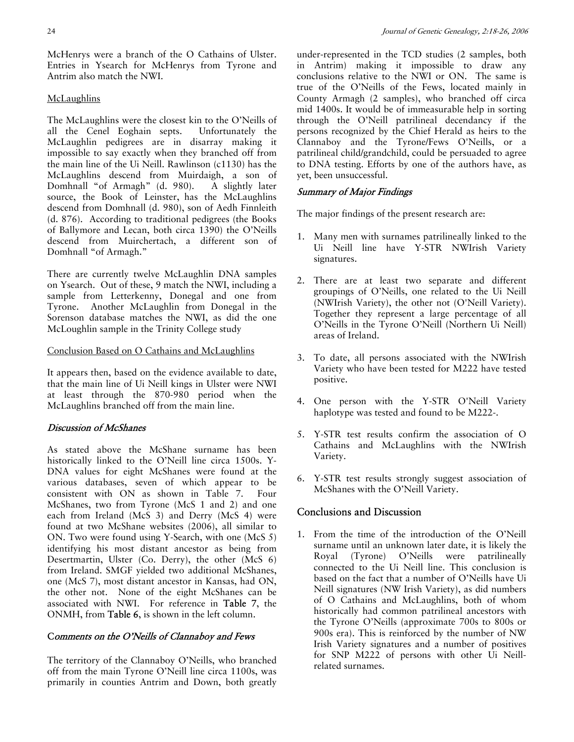McHenrys were a branch of the O Cathains of Ulster. Entries in Ysearch for McHenrys from Tyrone and Antrim also match the NWI.

McLaughlins

The McLaughlins were the closest kin to the O'Neills of all the Cenel Eoghain septs. Unfortunately the McLaughlin pedigrees are in disarray making it impossible to say exactly when they branched off from the main line of the Ui Neill. Rawlinson (c1130) has the McLaughlins descend from Muirdaigh, a son of Domhnall "of Armagh" (d. 980). A slightly later source, the Book of Leinster, has the McLaughlins descend from Domhnall (d. 980), son of Aedh Finnleith (d. 876). According to traditional pedigrees (the Books of Ballymore and Lecan, both circa 1390) the O'Neills descend from Muirchertach, a different son of Domhnall "of Armagh."

There are currently twelve McLaughlin DNA samples on Ysearch. Out of these, 9 match the NWI, including a sample from Letterkenny, Donegal and one from Tyrone. Another McLaughlin from Donegal in the Sorenson database matches the NWI, as did the one McLoughlin sample in the Trinity College study

Conclusion Based on O Cathains and McLaughlins

It appears then, based on the evidence available to date, that the main line of Ui Neill kings in Ulster were NWI at least through the 870-980 period when the McLaughlins branched off from the main line.

*Discussion of McShanes*

As stated above the McShane surname has been historically linked to the O'Neill line circa 1500s. Y-DNA values for eight McShanes were found at the various databases, seven of which appear to be consistent with ON as shown in Table 7. Four McShanes, two from Tyrone (McS 1 and 2) and one each from Ireland (McS 3) and Derry (McS 4) were found at two McShane websites (2006), all similar to ON. Two were found using Y-Search, with one (McS 5) identifying his most distant ancestor as being from Desertmartin, Ulster (Co. Derry), the other (McS 6) from Ireland. SMGF yielded two additional McShanes, one (McS 7), most distant ancestor in Kansas, had ON, the other not. None of the eight McShanes can be associated with NWI. For reference in Table 7, the ONMH, from Table 6, is shown in the left column.

*Comments on the O'Neills of Clannaboy and Fews*

The territory of the Clannaboy O'Neills, who branched off from the main Tyrone O'Neill line circa 1100s, was primarily in counties Antrim and Down, both greatly under-represented in the TCD studies (2 samples, both in Antrim) making it impossible to draw any conclusions relative to the NWI or ON. The same is true of the O'Neills of the Fews, located mainly in County Armagh (2 samples), who branched off circa mid 1400s. It would be of immeasurable help in sorting through the O'Neill patrilineal decendancy if the persons recognized by the Chief Herald as heirs to the Clannaboy and the Tyrone/Fews O'Neills, or a patrilineal child/grandchild, could be persuaded to agree to DNA testing. Efforts by one of the authors have, as yet, been unsuccessful.

*Summary of Major Findings*

The major findings of the present research are:

1. Many men with surnames patrilineally linked to the Ui Neill line have Y-STR NWIrish Variety signatures.
2. There are at least two separate and different groupings of O'Neills, one related to the Ui Neill (NWIrish Variety), the other not (O'Neill Variety). Together they represent a large percentage of all O'Neills in the Tyrone O'Neill (Northern Ui Neill) areas of Ireland.
3. To date, all persons associated with the NWIrish Variety who have been tested for M222 have tested positive.
4. One person with the Y-STR O'Neill Variety haplotype was tested and found to be M222-.
5. Y-STR test results confirm the association of O Cathains and McLaughlins with the NWIrish Variety.
6. Y-STR test results strongly suggest association of McShanes with the O'Neill Variety.

## Conclusions and Discussion

1. From the time of the introduction of the O'Neill surname until an unknown later date, it is likely the Royal (Tyrone) O'Neills were patrilineally connected to the Ui Neill line. This conclusion is based on the fact that a number of O'Neills have Ui Neill signatures (NW Irish Variety), as did numbers of O Cathains and McLaughlins, both of whom historically had common patrilineal ancestors with the Tyrone O'Neills (approximate 700s to 800s or 900s era). This is reinforced by the number of NW Irish Variety signatures and a number of positives for SNP M222 of persons with other Ui Neill-related surnames.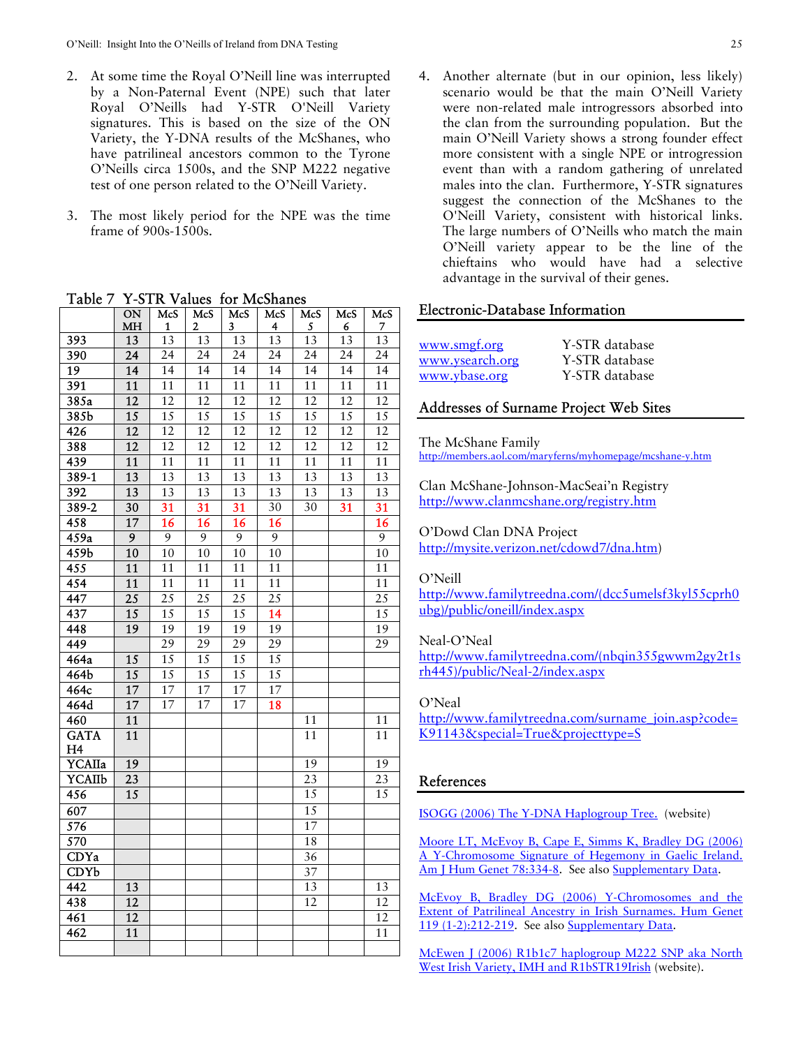2. At some time the Royal O'Neill line was interrupted by a Non-Paternal Event (NPE) such that later Royal O'Neills had Y-STR O'Neill Variety signatures. This is based on the size of the ON Variety, the Y-DNA results of the McShanes, who have patrilineal ancestors common to the Tyrone O'Neills circa 1500s, and the SNP M222 negative test of one person related to the O'Neill Variety.

3. The most likely period for the NPE was the time frame of 900s-1500s.

Table 7 Y-STR Values for McShanes

| | ON MH | McS 1 | McS 2 | McS 3 | McS 4 | McS 5 | McS 6 | McS 7 |
|---|---|---|---|---|---|---|---|---|
| 393 | 13 | 13 | 13 | 13 | 13 | 13 | 13 | 13 |
| 390 | 24 | 24 | 24 | 24 | 24 | 24 | 24 | 24 |
| 19 | 14 | 14 | 14 | 14 | 14 | 14 | 14 | 14 |
| 391 | 11 | 11 | 11 | 11 | 11 | 11 | 11 | 11 |
| 385a | 12 | 12 | 12 | 12 | 12 | 12 | 12 | 12 |
| 385b | 15 | 15 | 15 | 15 | 15 | 15 | 15 | 15 |
| 426 | 12 | 12 | 12 | 12 | 12 | 12 | 12 | 12 |
| 388 | 12 | 12 | 12 | 12 | 12 | 12 | 12 | 12 |
| 439 | 11 | 11 | 11 | 11 | 11 | 11 | 11 | 11 |
| 389-1 | 13 | 13 | 13 | 13 | 13 | 13 | 13 | 13 |
| 392 | 13 | 13 | 13 | 13 | 13 | 13 | 13 | 13 |
| 389-2 | 30 | 31 | 31 | 31 | 30 | 30 | 31 | 31 |
| 458 | 17 | 16 | 16 | 16 | 16 | | | 16 |
| 459a | 9 | 9 | 9 | 9 | 9 | | | 9 |
| 459b | 10 | 10 | 10 | 10 | 10 | | | 10 |
| 455 | 11 | 11 | 11 | 11 | 11 | | | 11 |
| 454 | 11 | 11 | 11 | 11 | 11 | | | 11 |
| 447 | 25 | 25 | 25 | 25 | 25 | | | 25 |
| 437 | 15 | 15 | 15 | 15 | 14 | | | 15 |
| 448 | 19 | 19 | 19 | 19 | 19 | | | 19 |
| 449 | | 29 | 29 | 29 | 29 | | | 29 |
| 464a | 15 | 15 | 15 | 15 | 15 | | | |
| 464b | 15 | 15 | 15 | 15 | 15 | | | |
| 464c | 17 | 17 | 17 | 17 | 17 | | | |
| 464d | 17 | 17 | 17 | 17 | 18 | | | |
| 460 | 11 | | | | | 11 | | 11 |
| GATA H4 | 11 | | | | | 11 | | 11 |
| YCAIIa | 19 | | | | | 19 | | 19 |
| YCAIIb | 23 | | | | | 23 | | 23 |
| 456 | 15 | | | | | 15 | | 15 |
| 607 | | | | | | 15 | | |
| 576 | | | | | | 17 | | |
| 570 | | | | | | 18 | | |
| CDYa | | | | | | 36 | | |
| CDYb | | | | | | 37 | | |
| 442 | 13 | | | | | 13 | | 13 |
| 438 | 12 | | | | | 12 | | 12 |
| 461 | 12 | | | | | | | 12 |
| 462 | 11 | | | | | | | 11 |

4. Another alternate (but in our opinion, less likely) scenario would be that the main O'Neill Variety were non-related male introgressors absorbed into the clan from the surrounding population. But the main O'Neill Variety shows a strong founder effect more consistent with a single NPE or introgression event than with a random gathering of unrelated males into the clan. Furthermore, Y-STR signatures suggest the connection of the McShanes to the O'Neill Variety, consistent with historical links. The large numbers of O'Neills who match the main O'Neill variety appear to be the line of the chieftains who would have had a selective advantage in the survival of their genes.

## Electronic-Database Information

| | |
|---|---|
| www.smgf.org | Y-STR database |
| www.ysearch.org | Y-STR database |
| www.ybase.org | Y-STR database |

## Addresses of Surname Project Web Sites

The McShane Family
http://members.aol.com/maryferns/myhomepage/mcshane-y.htm

Clan McShane-Johnson-MacSeai'n Registry
http://www.clanmcshane.org/registry.htm

O'Dowd Clan DNA Project
http://mysite.verizon.net/cdowd7/dna.htm)

O'Neill
http://www.familytreedna.com/(dcc5umelsf3kyl55cprh0ubg)/public/oneill/index.aspx

Neal-O'Neal
http://www.familytreedna.com/(nbqin355gwwm2gy2t1srh445)/public/Neal-2/index.aspx

O'Neal
http://www.familytreedna.com/surname_join.asp?code=K91143&special=True&projecttype=S

## References

ISOGG (2006) The Y-DNA Haplogroup Tree. (website)

Moore LT, McEvoy B, Cape E, Simms K, Bradley DG (2006) A Y-Chromosome Signature of Hegemony in Gaelic Ireland. Am J Hum Genet 78:334-8. See also Supplementary Data.

McEvoy B, Bradley DG (2006) Y-Chromosomes and the Extent of Patrilineal Ancestry in Irish Surnames. Hum Genet 119 (1-2):212-219. See also Supplementary Data.

McEwen J (2006) R1b1c7 haplogroup M222 SNP aka North West Irish Variety, IMH and R1bSTR19Irish (website).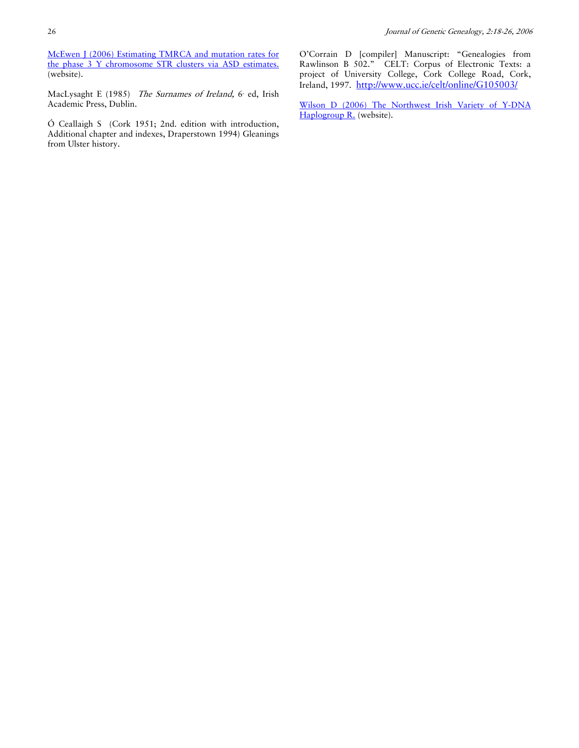McEwen J (2006) Estimating TMRCA and mutation rates for the phase 3 Y chromosome STR clusters via ASD estimates. (website).

MacLysaght E (1985) *The Surnames of Ireland,* 6th ed, Irish Academic Press, Dublin.

Ó Ceallaigh S (Cork 1951; 2nd. edition with introduction, Additional chapter and indexes, Draperstown 1994) Gleanings from Ulster history.

O'Corrain D [compiler] Manuscript: "Genealogies from Rawlinson B 502." CELT: Corpus of Electronic Texts: a project of University College, Cork College Road, Cork, Ireland, 1997. http://www.ucc.ie/celt/online/G105003/

Wilson D (2006) The Northwest Irish Variety of Y-DNA Haplogroup R. (website).